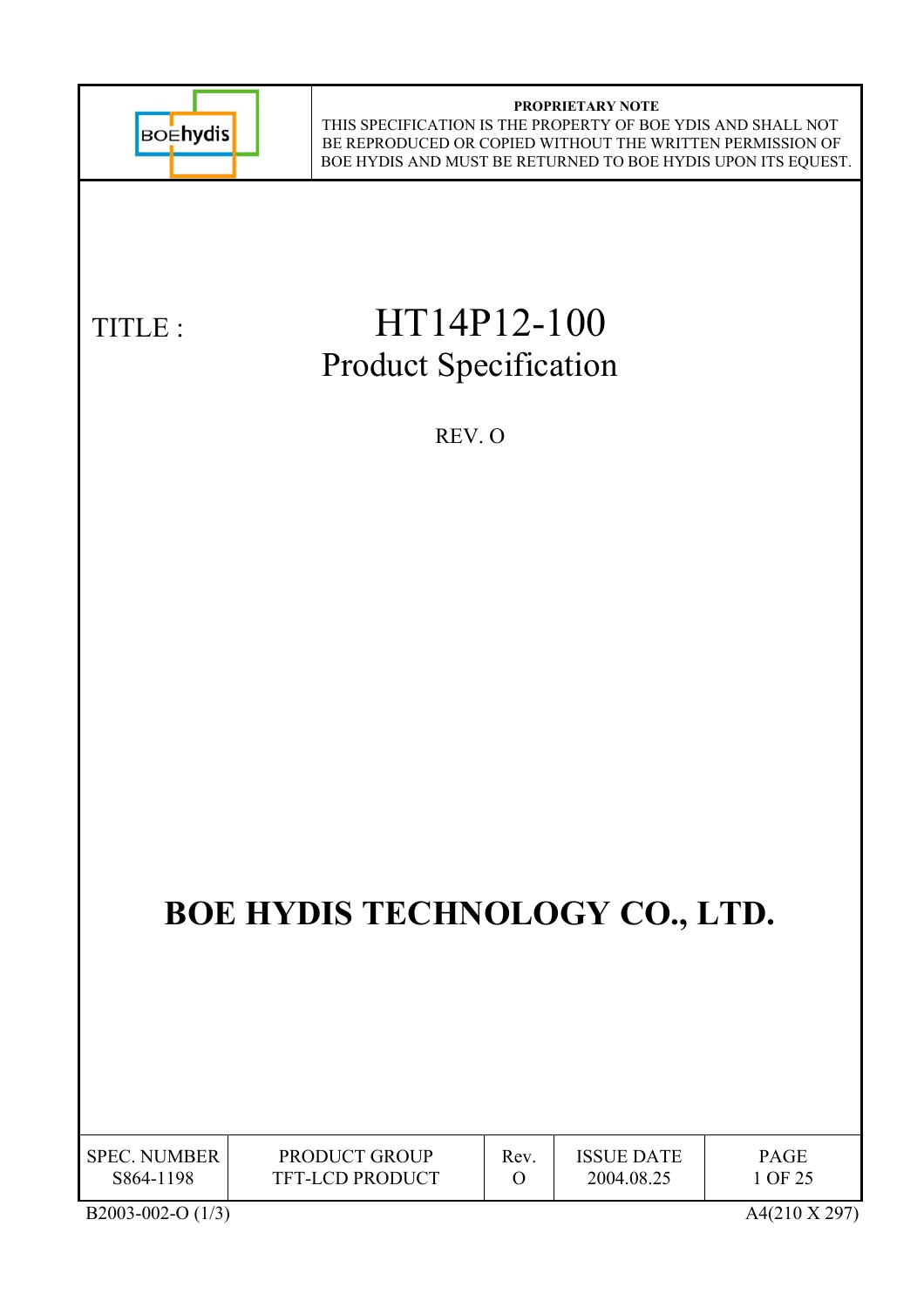**PROPRIETARY NOTE**
THIS SPECIFICATION IS THE PROPERTY OF BOE YDIS AND SHALL NOT BE REPRODUCED OR COPIED WITHOUT THE WRITTEN PERMISSION OF BOE HYDIS AND MUST BE RETURNED TO BOE HYDIS UPON ITS EQUEST.

# TITLE : HT14P12-100 Product Specification

REV. O

# BOE HYDIS TECHNOLOGY CO., LTD.

| SPEC. NUMBER | PRODUCT GROUP | Rev. | ISSUE DATE | PAGE |
|---|---|---|---|---|
| S864-1198 | TFT-LCD PRODUCT | O | 2004.08.25 | 1 OF 25 |

B2003-002-O (1/3)

A4(210 X 297)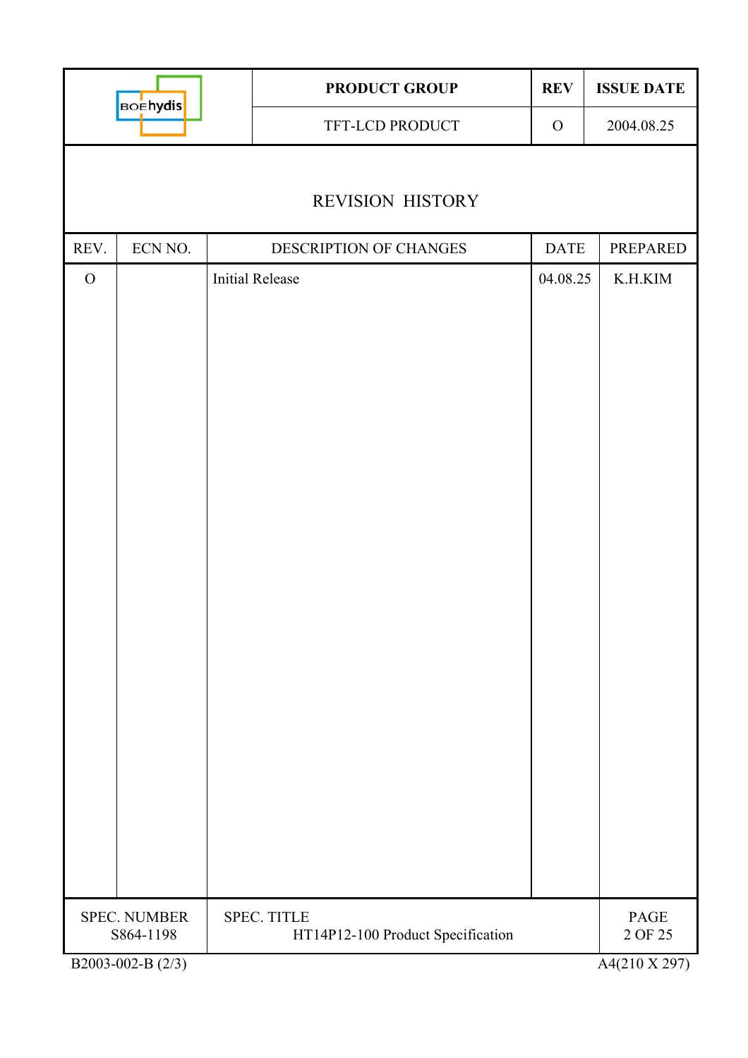# REVISION HISTORY

| REV. | ECN NO. | DESCRIPTION OF CHANGES | DATE | PREPARED |
|---|---|---|---|---|
| O | | Initial Release | 04.08.25 | K.H.KIM |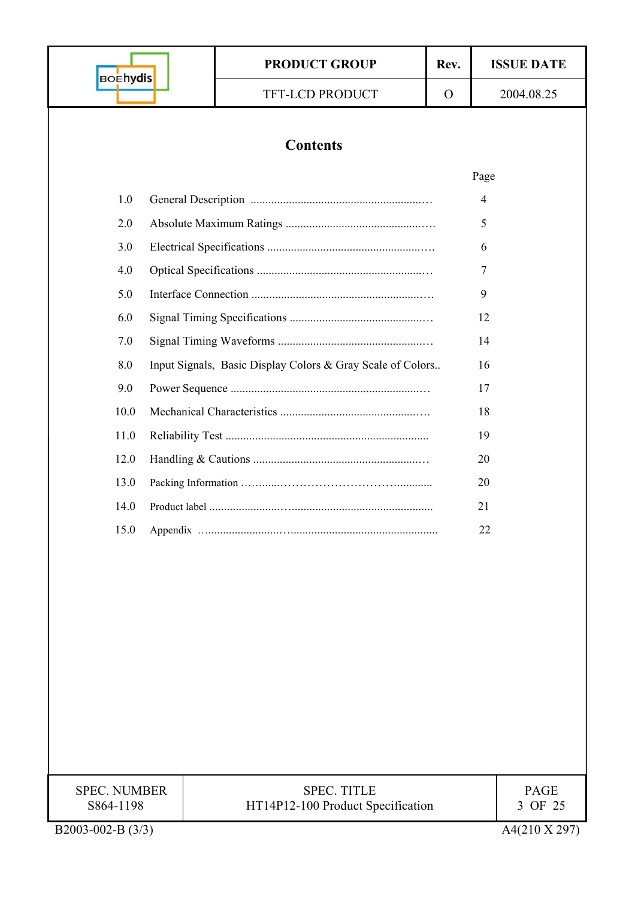# Contents

| | | Page |
|---|---|---|
| 1.0 | General Description ........................................................... | 4 |
| 2.0 | Absolute Maximum Ratings ................................................ | 5 |
| 3.0 | Electrical Specifications ...................................................... | 6 |
| 4.0 | Optical Specifications .......................................................... | 7 |
| 5.0 | Interface Connection ........................................................... | 9 |
| 6.0 | Signal Timing Specifications ............................................... | 12 |
| 7.0 | Signal Timing Waveforms ................................................... | 14 |
| 8.0 | Input Signals, Basic Display Colors & Gray Scale of Colors.. | 16 |
| 9.0 | Power Sequence .................................................................. | 17 |
| 10.0 | Mechanical Characteristics ................................................ | 18 |
| 11.0 | Reliability Test .................................................................... | 19 |
| 12.0 | Handling & Cautions .......................................................... | 20 |
| 13.0 | Packing Information ……......…………………………….......... | 20 |
| 14.0 | Product label ......................................................................... | 21 |
| 15.0 | Appendix …........................................................................ | 22 |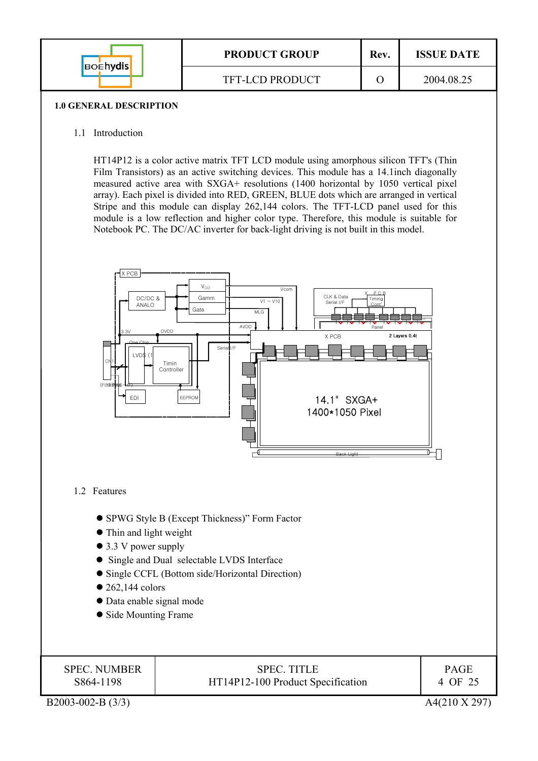## 1.0 GENERAL DESCRIPTION

### 1.1 Introduction

HT14P12 is a color active matrix TFT LCD module using amorphous silicon TFT's (Thin Film Transistors) as an active switching devices. This module has a 14.1inch diagonally measured active area with SXGA+ resolutions (1400 horizontal by 1050 vertical pixel array). Each pixel is divided into RED, GREEN, BLUE dots which are arranged in vertical Stripe and this module can display 262,144 colors. The TFT-LCD panel used for this module is a low reflection and higher color type. Therefore, this module is suitable for Notebook PC. The DC/AC inverter for back-light driving is not built in this model.

X PCB
DC/DC & ANALO
$V_{CO}$
Gamm
Gate
Vcom
V1 ~ V10
MLG
AVDD
3.3V
DVDD
One Chip
CN1
LVDS (1
Timin Controller
Serial I/F
EDI
EEPROM
CLK & Data Serial I/F
X PCB
Timing Cont'
Panel
X PCB
2 Layers 0.4t
14.1" SXGA+
1400*1050 Pixel
Back Light

### 1.2 Features

- SPWG Style B (Except Thickness)" Form Factor
- Thin and light weight
- 3.3 V power supply
- Single and Dual selectable LVDS Interface
- Single CCFL (Bottom side/Horizontal Direction)
- 262,144 colors
- Data enable signal mode
- Side Mounting Frame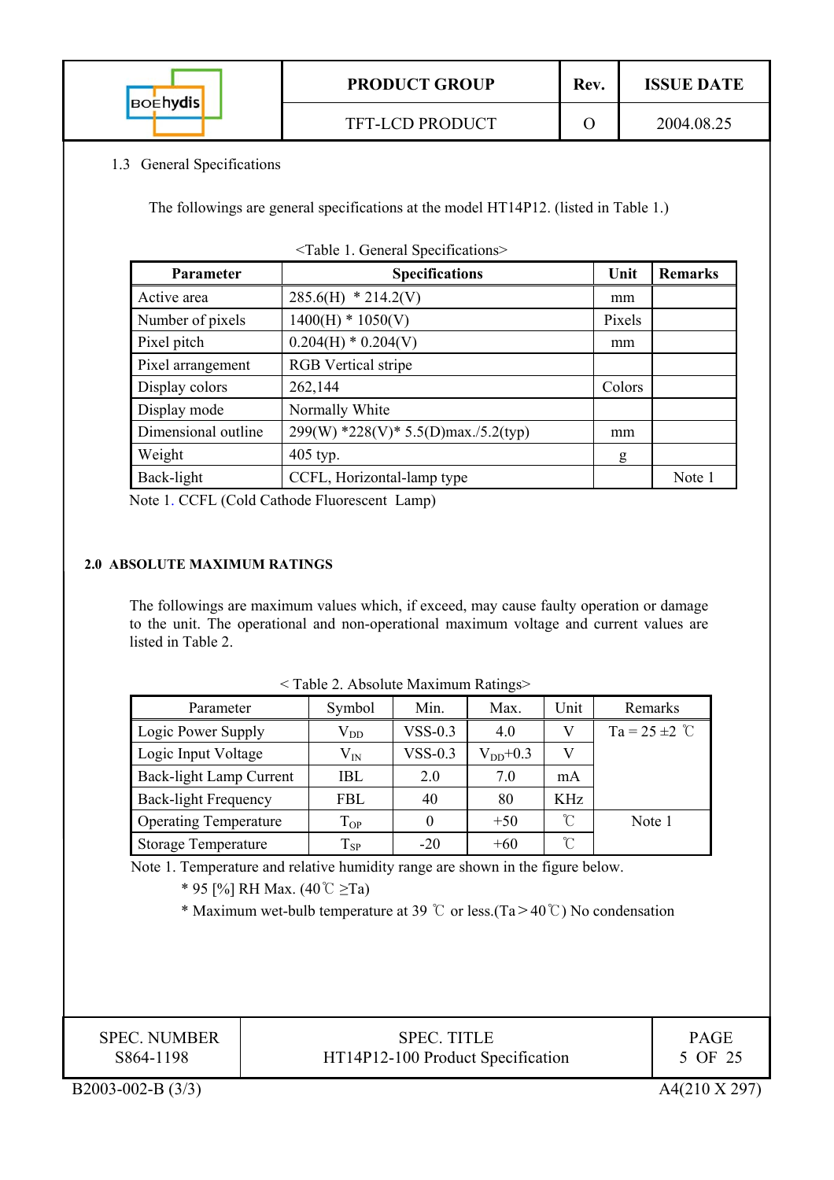### 1.3 General Specifications

The followings are general specifications at the model HT14P12. (listed in Table 1.)

<Table 1. General Specifications>

| Parameter | Specifications | Unit | Remarks |
|---|---|---|---|
| Active area | 285.6(H) * 214.2(V) | mm | |
| Number of pixels | 1400(H) * 1050(V) | Pixels | |
| Pixel pitch | 0.204(H) * 0.204(V) | mm | |
| Pixel arrangement | RGB Vertical stripe | | |
| Display colors | 262,144 | Colors | |
| Display mode | Normally White | | |
| Dimensional outline | 299(W) *228(V)* 5.5(D)max./5.2(typ) | mm | |
| Weight | 405 typ. | g | |
| Back-light | CCFL, Horizontal-lamp type | | Note 1 |

Note 1. CCFL (Cold Cathode Fluorescent Lamp)

## 2.0 ABSOLUTE MAXIMUM RATINGS

The followings are maximum values which, if exceed, may cause faulty operation or damage to the unit. The operational and non-operational maximum voltage and current values are listed in Table 2.

< Table 2. Absolute Maximum Ratings>

| Parameter | Symbol | Min. | Max. | Unit | Remarks |
|---|---|---|---|---|---|
| Logic Power Supply | $V_{DD}$ | VSS-0.3 | 4.0 | V | Ta = 25 ±2 ℃ |
| Logic Input Voltage | $V_{IN}$ | VSS-0.3 | $V_{DD}$+0.3 | V | |
| Back-light Lamp Current | IBL | 2.0 | 7.0 | mA | |
| Back-light Frequency | FBL | 40 | 80 | KHz | |
| Operating Temperature | $T_{OP}$ | 0 | +50 | ℃ | Note 1 |
| Storage Temperature | $T_{SP}$ | -20 | +60 | ℃ | |

Note 1. Temperature and relative humidity range are shown in the figure below.

* 95 [%] RH Max. (40℃ ≥Ta)
* Maximum wet-bulb temperature at 39 ℃ or less.(Ta＞40℃) No condensation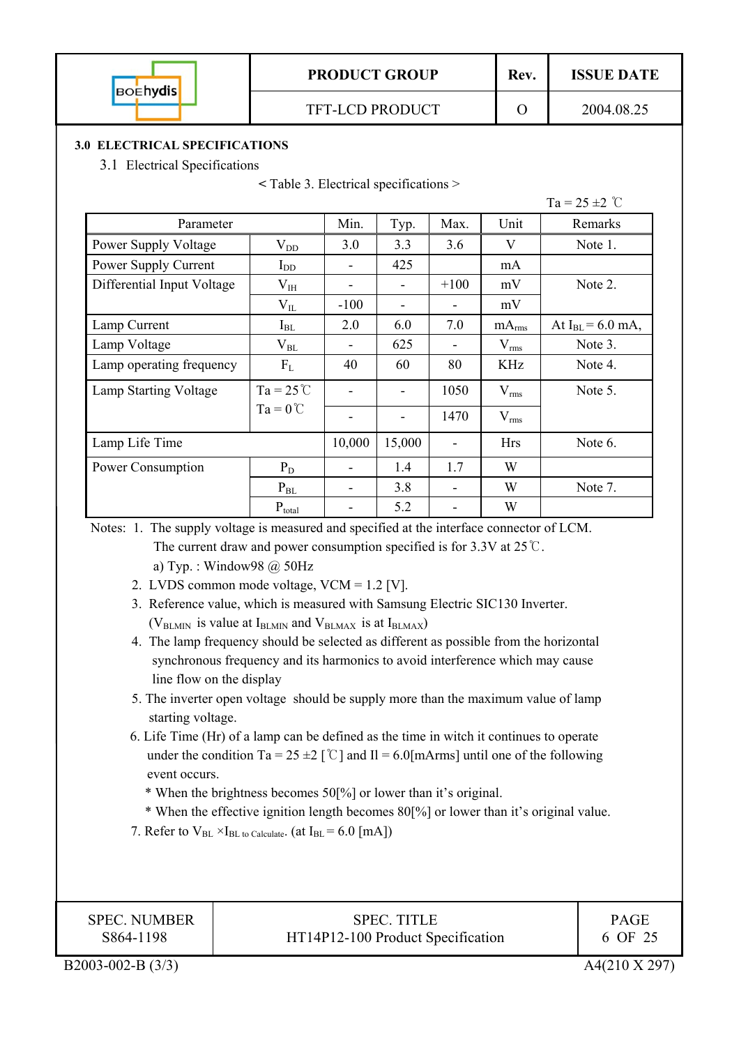## 3.0 ELECTRICAL SPECIFICATIONS

### 3.1 Electrical Specifications

< Table 3. Electrical specifications >

Ta = 25 ±2 ℃

| Parameter | | Min. | Typ. | Max. | Unit | Remarks |
|---|---|---|---|---|---|---|
| Power Supply Voltage | $V_{DD}$ | 3.0 | 3.3 | 3.6 | V | Note 1. |
| Power Supply Current | $I_{DD}$ | - | 425 | | mA | |
| Differential Input Voltage | $V_{IH}$ | - | - | +100 | mV | Note 2. |
| | $V_{IL}$ | -100 | - | - | mV | |
| Lamp Current | $I_{BL}$ | 2.0 | 6.0 | 7.0 | $mA_{rms}$ | At $I_{BL}$ = 6.0 mA, |
| Lamp Voltage | $V_{BL}$ | - | 625 | - | $V_{rms}$ | Note 3. |
| Lamp operating frequency | $F_L$ | 40 | 60 | 80 | KHz | Note 4. |
| Lamp Starting Voltage | Ta = 25℃ | - | - | 1050 | $V_{rms}$ | Note 5. |
| | Ta = 0℃ | - | - | 1470 | $V_{rms}$ | |
| Lamp Life Time | | 10,000 | 15,000 | - | Hrs | Note 6. |
| Power Consumption | $P_D$ | - | 1.4 | 1.7 | W | |
| | $P_{BL}$ | - | 3.8 | - | W | Note 7. |
| | $P_{total}$ | - | 5.2 | - | W | |

Notes: 1. The supply voltage is measured and specified at the interface connector of LCM.
The current draw and power consumption specified is for 3.3V at 25℃.
a) Typ. : Window98 @ 50Hz

2. LVDS common mode voltage, VCM = 1.2 [V].
3. Reference value, which is measured with Samsung Electric SIC130 Inverter.
($V_{BLMIN}$ is value at $I_{BLMIN}$ and $V_{BLMAX}$ is at $I_{BLMAX}$)
4. The lamp frequency should be selected as different as possible from the horizontal synchronous frequency and its harmonics to avoid interference which may cause line flow on the display
5. The inverter open voltage should be supply more than the maximum value of lamp starting voltage.
6. Life Time (Hr) of a lamp can be defined as the time in witch it continues to operate under the condition Ta = 25 ±2 [℃] and Il = 6.0[mArms] until one of the following event occurs.
   * When the brightness becomes 50[%] or lower than it's original.
   * When the effective ignition length becomes 80[%] or lower than it's original value.
7. Refer to $V_{BL} \times I_{BL\ to\ Calculate}$. (at $I_{BL}$ = 6.0 [mA])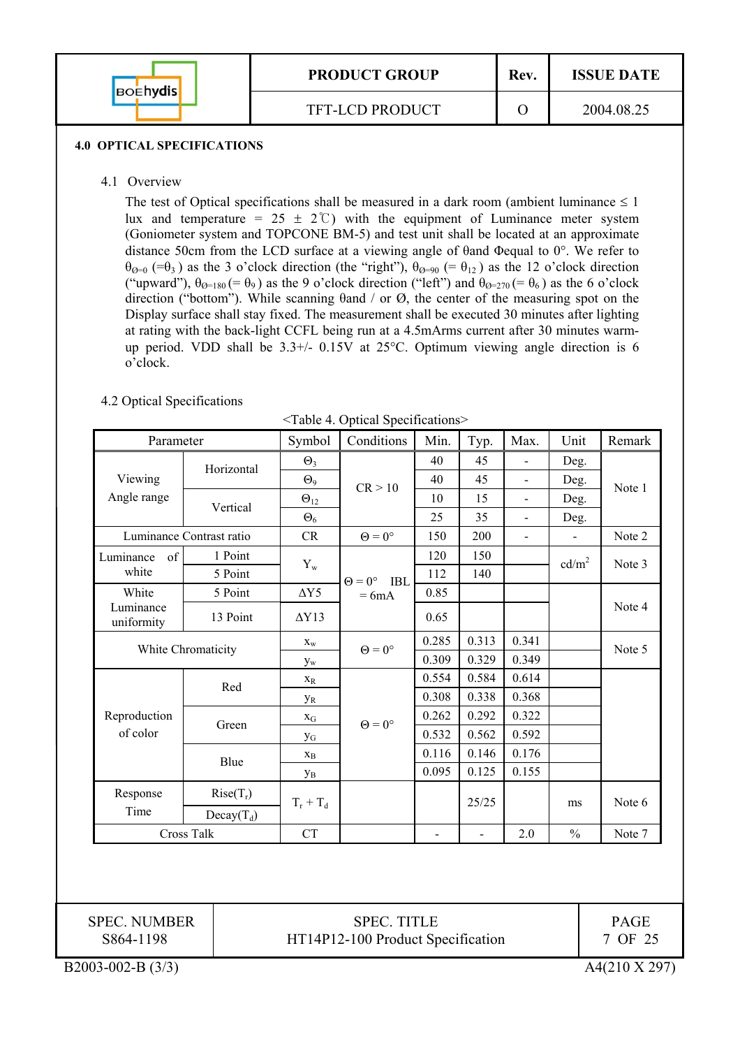## 4.0 OPTICAL SPECIFICATIONS

### 4.1 Overview

The test of Optical specifications shall be measured in a dark room (ambient luminance ≤ 1 lux and temperature = 25 ± 2℃) with the equipment of Luminance meter system (Goniometer system and TOPCONE BM-5) and test unit shall be located at an approximate distance 50cm from the LCD surface at a viewing angle of θand Φequal to 0°. We refer to $\theta_{Ø=0}$ (=$\theta_3$ ) as the 3 o'clock direction (the "right"), $\theta_{Ø=90}$ (= $\theta_{12}$ ) as the 12 o'clock direction ("upward"), $\theta_{Ø=180}$ (= $\theta_9$ ) as the 9 o'clock direction ("left") and $\theta_{Ø=270}$ (= $\theta_6$ ) as the 6 o'clock direction ("bottom"). While scanning θand / or Ø, the center of the measuring spot on the Display surface shall stay fixed. The measurement shall be executed 30 minutes after lighting at rating with the back-light CCFL being run at a 4.5mArms current after 30 minutes warm-up period. VDD shall be 3.3+/- 0.15V at 25°C. Optimum viewing angle direction is 6 o'clock.

### 4.2 Optical Specifications

<Table 4. Optical Specifications>

| Parameter | | Symbol | Conditions | Min. | Typ. | Max. | Unit | Remark |
|---|---|---|---|---|---|---|---|---|
| Viewing Angle range | Horizontal | $\Theta_3$ | CR > 10 | 40 | 45 | - | Deg. | Note 1 |
| | | $\Theta_9$ | | 40 | 45 | - | Deg. | |
| | Vertical | $\Theta_{12}$ | | 10 | 15 | - | Deg. | |
| | | $\Theta_6$ | | 25 | 35 | - | Deg. | |
| Luminance Contrast ratio | | CR | $\Theta = 0°$ | 150 | 200 | - | - | Note 2 |
| Luminance of white | 1 Point | $Y_w$ | $\Theta = 0°$ IBL = 6mA | 120 | 150 | | $cd/m^2$ | Note 3 |
| | 5 Point | | | 112 | 140 | | | |
| White Luminance uniformity | 5 Point | ΔY5 | | 0.85 | | | | Note 4 |
| | 13 Point | ΔY13 | | 0.65 | | | | |
| White Chromaticity | | $x_w$ | $\Theta = 0°$ | 0.285 | 0.313 | 0.341 | | Note 5 |
| | | $y_w$ | | 0.309 | 0.329 | 0.349 | | |
| Reproduction of color | Red | $x_R$ | $\Theta = 0°$ | 0.554 | 0.584 | 0.614 | | |
| | | $y_R$ | | 0.308 | 0.338 | 0.368 | | |
| | Green | $x_G$ | | 0.262 | 0.292 | 0.322 | | |
| | | $y_G$ | | 0.532 | 0.562 | 0.592 | | |
| | Blue | $x_B$ | | 0.116 | 0.146 | 0.176 | | |
| | | $y_B$ | | 0.095 | 0.125 | 0.155 | | |
| Response Time | Rise($T_r$) | $T_r + T_d$ | | | 25/25 | | ms | Note 6 |
| | Decay($T_d$) | | | | | | | |
| Cross Talk | | CT | | - | - | 2.0 | % | Note 7 |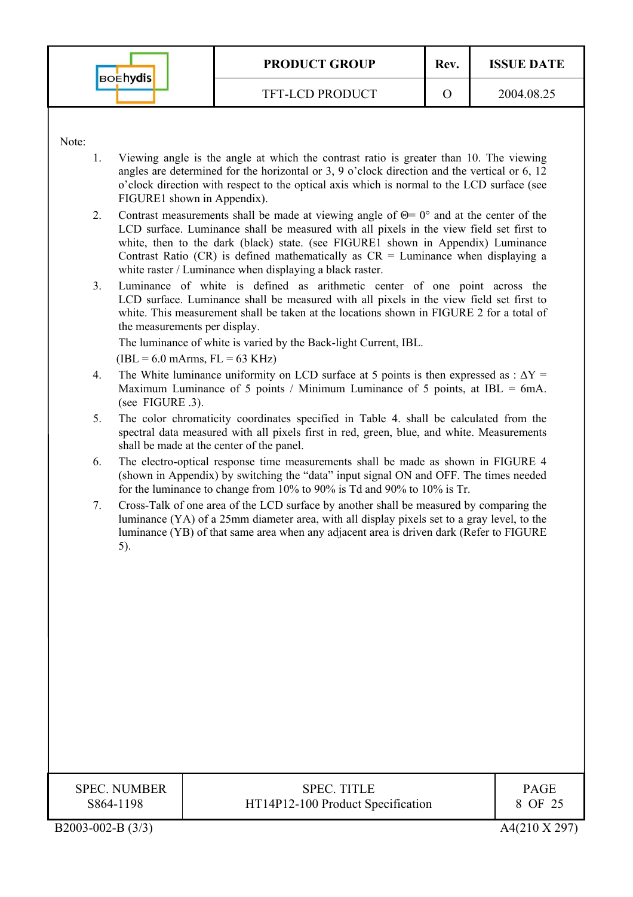Note:

1. Viewing angle is the angle at which the contrast ratio is greater than 10. The viewing angles are determined for the horizontal or 3, 9 o'clock direction and the vertical or 6, 12 o'clock direction with respect to the optical axis which is normal to the LCD surface (see FIGURE1 shown in Appendix).
2. Contrast measurements shall be made at viewing angle of $\Theta = 0°$ and at the center of the LCD surface. Luminance shall be measured with all pixels in the view field set first to white, then to the dark (black) state. (see FIGURE1 shown in Appendix) Luminance Contrast Ratio (CR) is defined mathematically as CR = Luminance when displaying a white raster / Luminance when displaying a black raster.
3. Luminance of white is defined as arithmetic center of one point across the LCD surface. Luminance shall be measured with all pixels in the view field set first to white. This measurement shall be taken at the locations shown in FIGURE 2 for a total of the measurements per display.

   The luminance of white is varied by the Back-light Current, IBL.

   (IBL = 6.0 mArms, FL = 63 KHz)
4. The White luminance uniformity on LCD surface at 5 points is then expressed as : $\Delta Y$ = Maximum Luminance of 5 points / Minimum Luminance of 5 points, at IBL = 6mA. (see FIGURE .3).
5. The color chromaticity coordinates specified in Table 4. shall be calculated from the spectral data measured with all pixels first in red, green, blue, and white. Measurements shall be made at the center of the panel.
6. The electro-optical response time measurements shall be made as shown in FIGURE 4 (shown in Appendix) by switching the "data" input signal ON and OFF. The times needed for the luminance to change from 10% to 90% is Td and 90% to 10% is Tr.
7. Cross-Talk of one area of the LCD surface by another shall be measured by comparing the luminance (YA) of a 25mm diameter area, with all display pixels set to a gray level, to the luminance (YB) of that same area when any adjacent area is driven dark (Refer to FIGURE 5).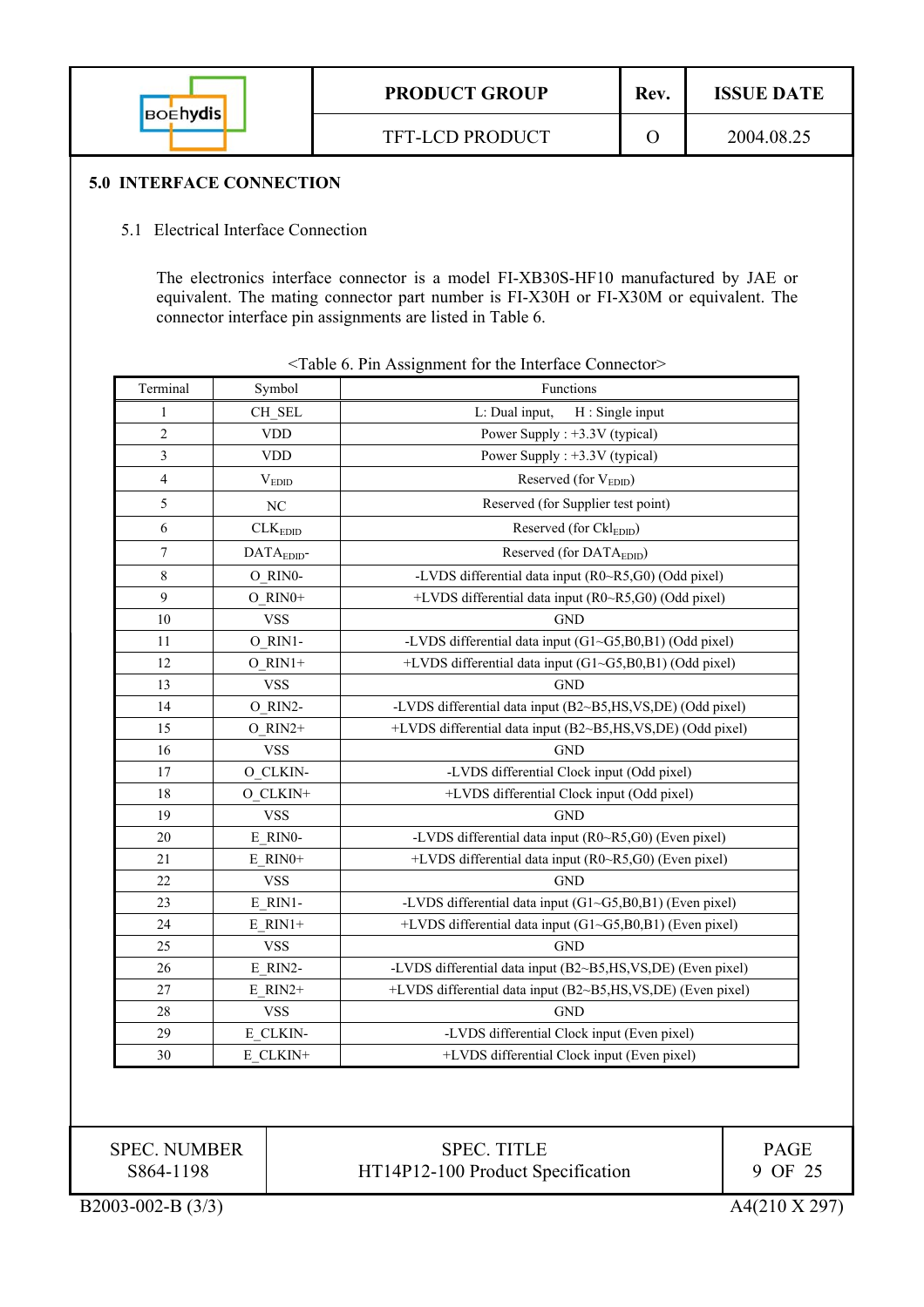## 5.0 INTERFACE CONNECTION

### 5.1 Electrical Interface Connection

The electronics interface connector is a model FI-XB30S-HF10 manufactured by JAE or equivalent. The mating connector part number is FI-X30H or FI-X30M or equivalent. The connector interface pin assignments are listed in Table 6.

<Table 6. Pin Assignment for the Interface Connector>

| Terminal | Symbol | Functions |
|---|---|---|
| 1 | CH_SEL | L: Dual input, H : Single input |
| 2 | VDD | Power Supply : +3.3V (typical) |
| 3 | VDD | Power Supply : +3.3V (typical) |
| 4 | $V_{EDID}$ | Reserved (for $V_{EDID}$) |
| 5 | NC | Reserved (for Supplier test point) |
| 6 | $CLK_{EDID}$ | Reserved (for $Ckl_{EDID}$) |
| 7 | $DATA_{EDID}$- | Reserved (for $DATA_{EDID}$) |
| 8 | O_RIN0- | -LVDS differential data input (R0~R5,G0) (Odd pixel) |
| 9 | O_RIN0+ | +LVDS differential data input (R0~R5,G0) (Odd pixel) |
| 10 | VSS | GND |
| 11 | O_RIN1- | -LVDS differential data input (G1~G5,B0,B1) (Odd pixel) |
| 12 | O_RIN1+ | +LVDS differential data input (G1~G5,B0,B1) (Odd pixel) |
| 13 | VSS | GND |
| 14 | O_RIN2- | -LVDS differential data input (B2~B5,HS,VS,DE) (Odd pixel) |
| 15 | O_RIN2+ | +LVDS differential data input (B2~B5,HS,VS,DE) (Odd pixel) |
| 16 | VSS | GND |
| 17 | O_CLKIN- | -LVDS differential Clock input (Odd pixel) |
| 18 | O_CLKIN+ | +LVDS differential Clock input (Odd pixel) |
| 19 | VSS | GND |
| 20 | E_RIN0- | -LVDS differential data input (R0~R5,G0) (Even pixel) |
| 21 | E_RIN0+ | +LVDS differential data input (R0~R5,G0) (Even pixel) |
| 22 | VSS | GND |
| 23 | E_RIN1- | -LVDS differential data input (G1~G5,B0,B1) (Even pixel) |
| 24 | E_RIN1+ | +LVDS differential data input (G1~G5,B0,B1) (Even pixel) |
| 25 | VSS | GND |
| 26 | E_RIN2- | -LVDS differential data input (B2~B5,HS,VS,DE) (Even pixel) |
| 27 | E_RIN2+ | +LVDS differential data input (B2~B5,HS,VS,DE) (Even pixel) |
| 28 | VSS | GND |
| 29 | E_CLKIN- | -LVDS differential Clock input (Even pixel) |
| 30 | E_CLKIN+ | +LVDS differential Clock input (Even pixel) |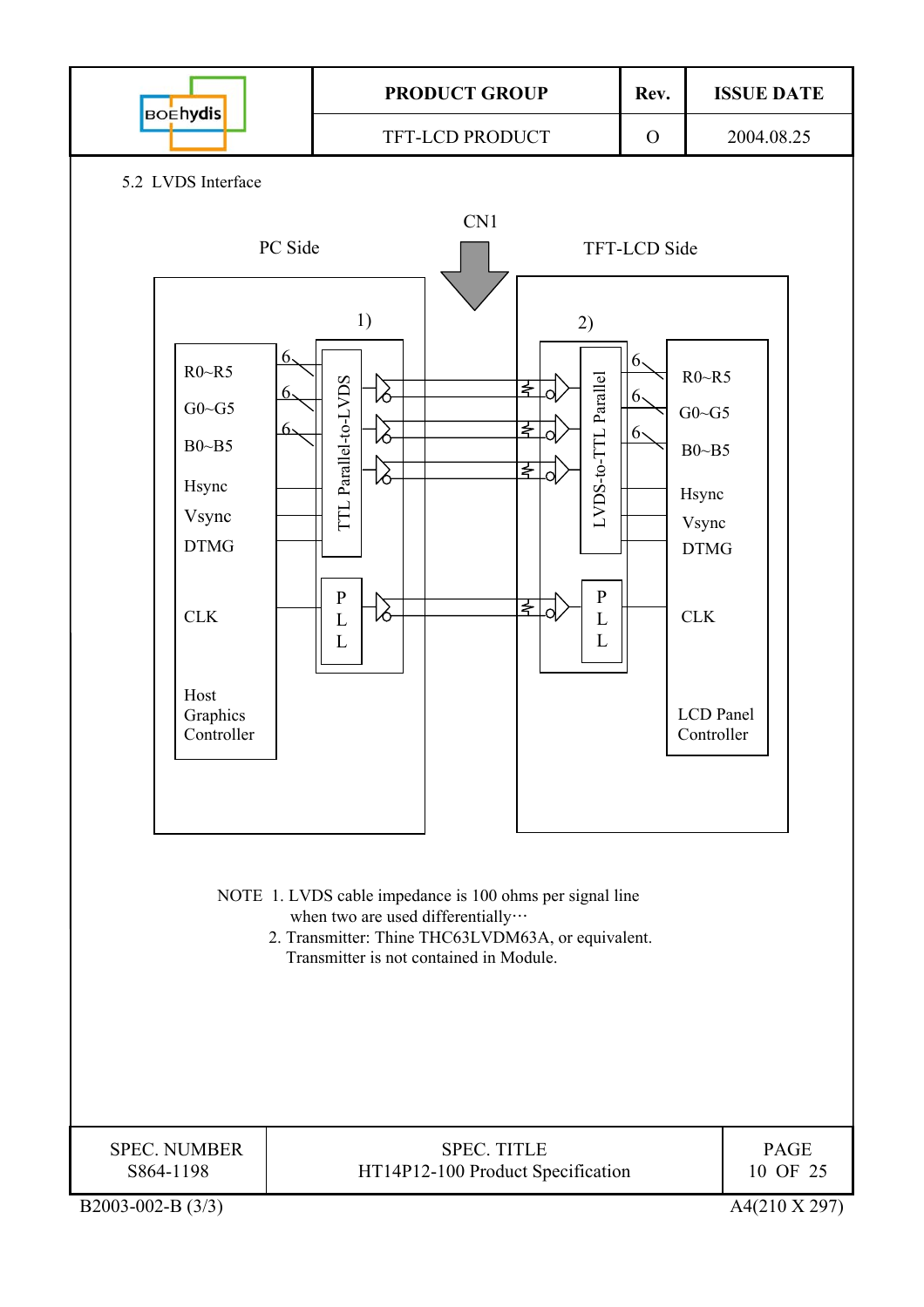5.2 LVDS Interface

CN1

PC Side

TFT-LCD Side

1)

2)

R0~R5

G0~G5

B0~B5

Hsync

Vsync

DTMG

CLK

Host Graphics Controller

6

6

6

TTL Parallel-to-LVDS

P L L

LVDS-to-TTL Parallel

P L L

6

6

6

R0~R5

G0~G5

B0~B5

Hsync

Vsync

DTMG

CLK

LCD Panel Controller

NOTE 1. LVDS cable impedance is 100 ohms per signal line when two are used differentially···

2. Transmitter: Thine THC63LVDM63A, or equivalent. Transmitter is not contained in Module.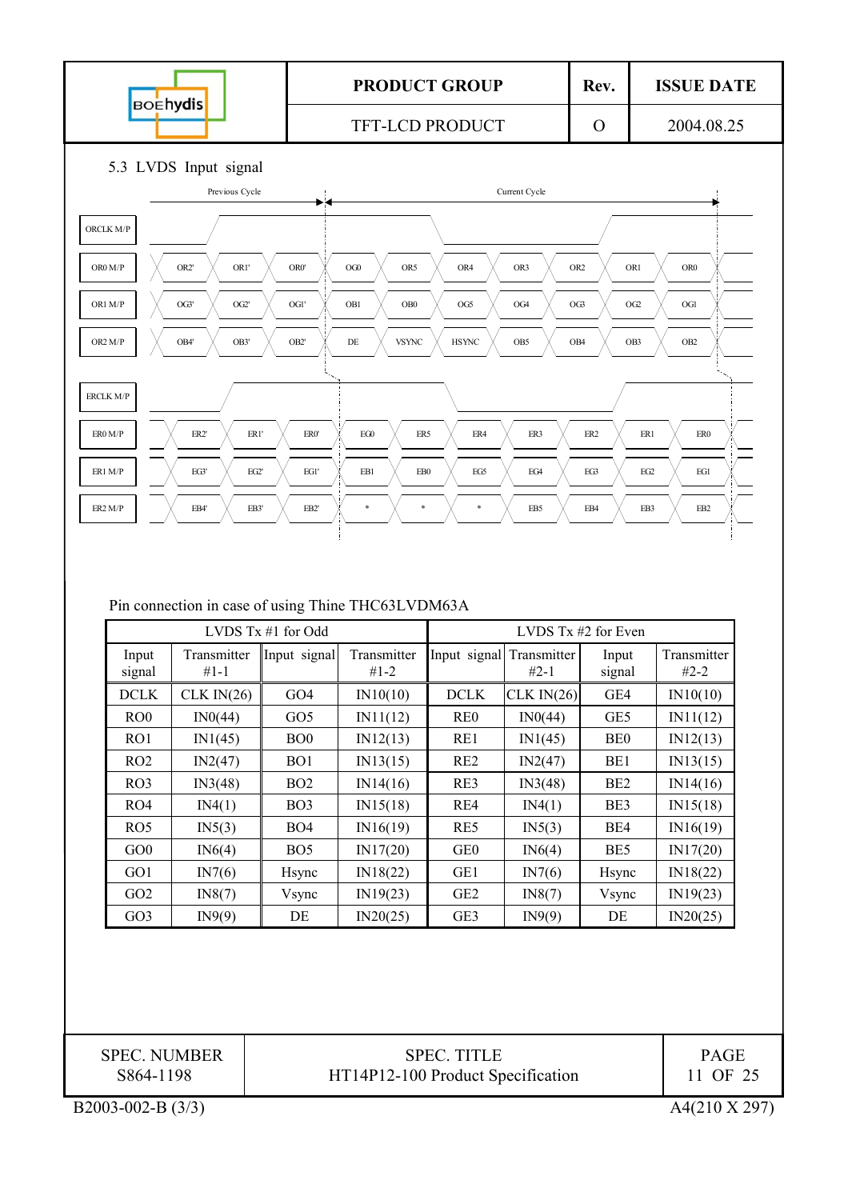### 5.3 LVDS Input signal

Previous Cycle

Current Cycle

ORCLK M/P

OR0 M/P: OR2' OR1' OR0' OG0 OR5 OR4 OR3 OR2 OR1 OR0

OR1 M/P: OG3' OG2' OG1' OB1 OB0 OG5 OG4 OG3 OG2 OG1

OR2 M/P: OB4' OB3' OB2' DE VSYNC HSYNC OB5 OB4 OB3 OB2

ERCLK M/P

ER0 M/P: ER2' ER1' ER0' EG0 ER5 ER4 ER3 ER2 ER1 ER0

ER1 M/P: EG3' EG2' EG1' EB1 EB0 EG5 EG4 EG3 EG2 EG1

ER2 M/P: EB4' EB3' EB2' * * * EB5 EB4 EB3 EB2

Pin connection in case of using Thine THC63LVDM63A

| LVDS Tx #1 for Odd | | | | LVDS Tx #2 for Even | | | |
|---|---|---|---|---|---|---|---|
| Input signal | Transmitter #1-1 | Input signal | Transmitter #1-2 | Input signal | Transmitter #2-1 | Input signal | Transmitter #2-2 |
| DCLK | CLK IN(26) | GO4 | IN10(10) | DCLK | CLK IN(26) | GE4 | IN10(10) |
| RO0 | IN0(44) | GO5 | IN11(12) | RE0 | IN0(44) | GE5 | IN11(12) |
| RO1 | IN1(45) | BO0 | IN12(13) | RE1 | IN1(45) | BE0 | IN12(13) |
| RO2 | IN2(47) | BO1 | IN13(15) | RE2 | IN2(47) | BE1 | IN13(15) |
| RO3 | IN3(48) | BO2 | IN14(16) | RE3 | IN3(48) | BE2 | IN14(16) |
| RO4 | IN4(1) | BO3 | IN15(18) | RE4 | IN4(1) | BE3 | IN15(18) |
| RO5 | IN5(3) | BO4 | IN16(19) | RE5 | IN5(3) | BE4 | IN16(19) |
| GO0 | IN6(4) | BO5 | IN17(20) | GE0 | IN6(4) | BE5 | IN17(20) |
| GO1 | IN7(6) | Hsync | IN18(22) | GE1 | IN7(6) | Hsync | IN18(22) |
| GO2 | IN8(7) | Vsync | IN19(23) | GE2 | IN8(7) | Vsync | IN19(23) |
| GO3 | IN9(9) | DE | IN20(25) | GE3 | IN9(9) | DE | IN20(25) |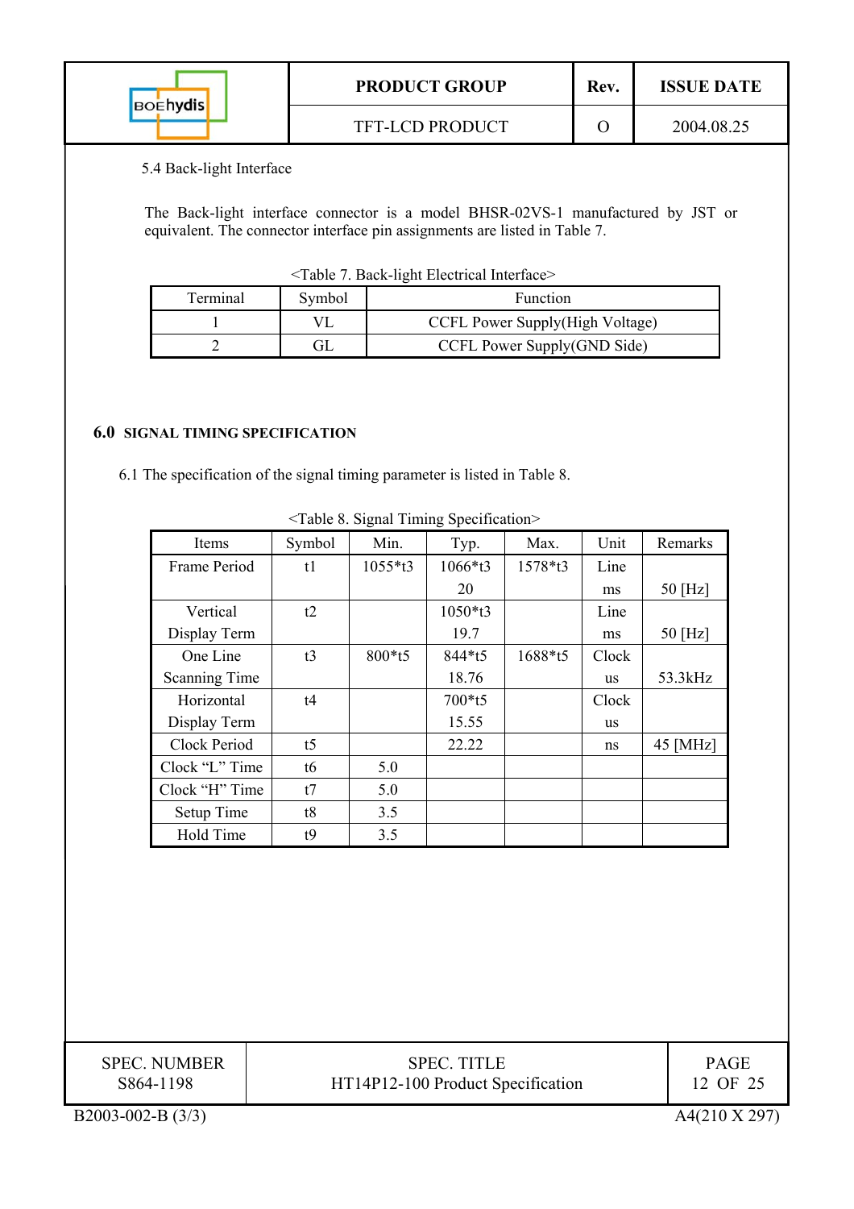5.4 Back-light Interface

The Back-light interface connector is a model BHSR-02VS-1 manufactured by JST or equivalent. The connector interface pin assignments are listed in Table 7.

<Table 7. Back-light Electrical Interface>

| Terminal | Symbol | Function |
|---|---|---|
| 1 | VL | CCFL Power Supply(High Voltage) |
| 2 | GL | CCFL Power Supply(GND Side) |

## 6.0 SIGNAL TIMING SPECIFICATION

6.1 The specification of the signal timing parameter is listed in Table 8.

<Table 8. Signal Timing Specification>

| Items | Symbol | Min. | Typ. | Max. | Unit | Remarks |
|---|---|---|---|---|---|---|
| Frame Period | t1 | 1055*t3 | 1066*t3<br>20 | 1578*t3 | Line<br>ms | 50 [Hz] |
| Vertical Display Term | t2 | | 1050*t3<br>19.7 | | Line<br>ms | 50 [Hz] |
| One Line Scanning Time | t3 | 800*t5 | 844*t5<br>18.76 | 1688*t5 | Clock<br>us | 53.3kHz |
| Horizontal Display Term | t4 | | 700*t5<br>15.55 | | Clock<br>us | |
| Clock Period | t5 | | 22.22 | | ns | 45 [MHz] |
| Clock "L" Time | t6 | 5.0 | | | | |
| Clock "H" Time | t7 | 5.0 | | | | |
| Setup Time | t8 | 3.5 | | | | |
| Hold Time | t9 | 3.5 | | | | |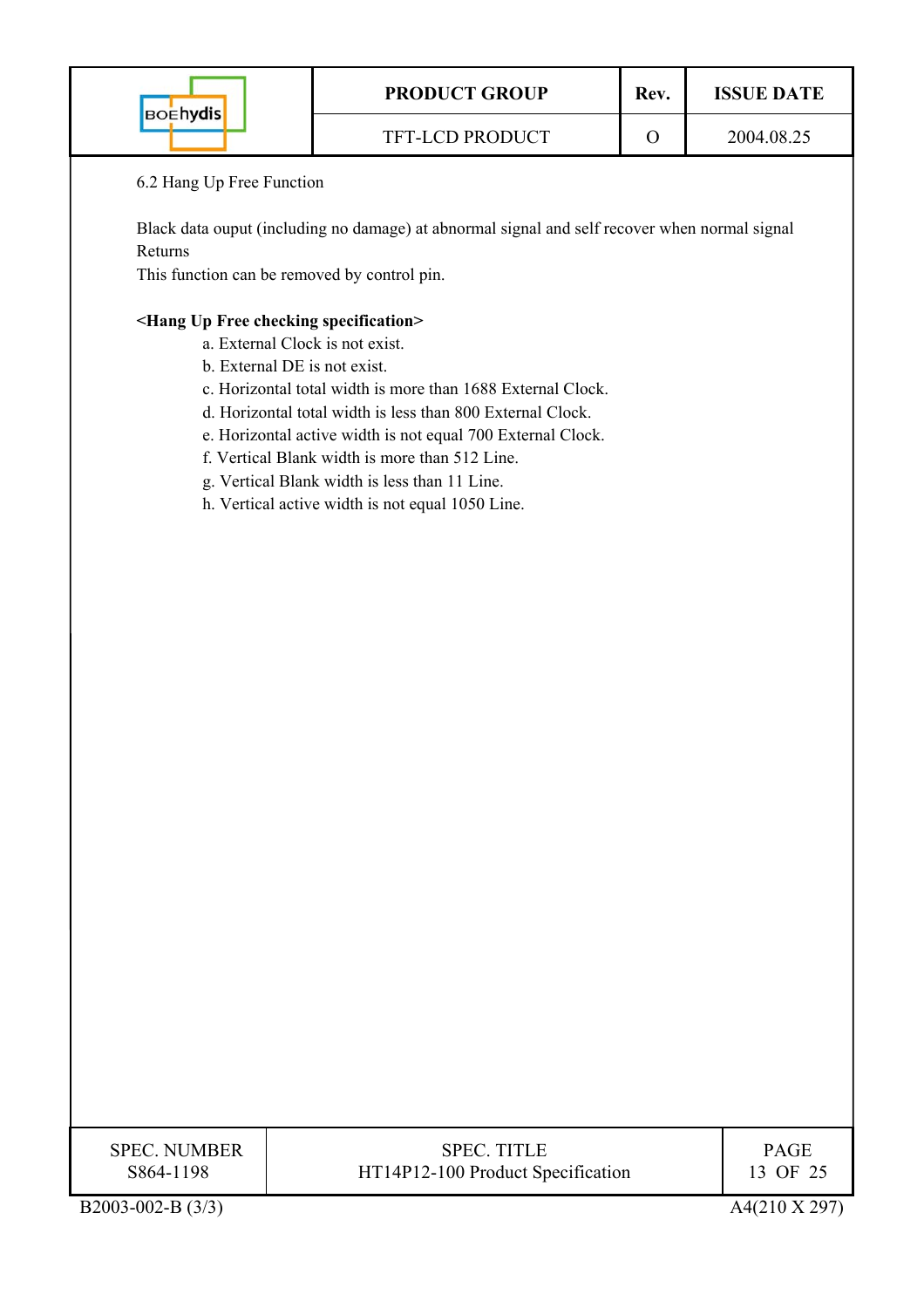### 6.2 Hang Up Free Function

Black data ouput (including no damage) at abnormal signal and self recover when normal signal Returns
This function can be removed by control pin.

**<Hang Up Free checking specification>**

a. External Clock is not exist.
b. External DE is not exist.
c. Horizontal total width is more than 1688 External Clock.
d. Horizontal total width is less than 800 External Clock.
e. Horizontal active width is not equal 700 External Clock.
f. Vertical Blank width is more than 512 Line.
g. Vertical Blank width is less than 11 Line.
h. Vertical active width is not equal 1050 Line.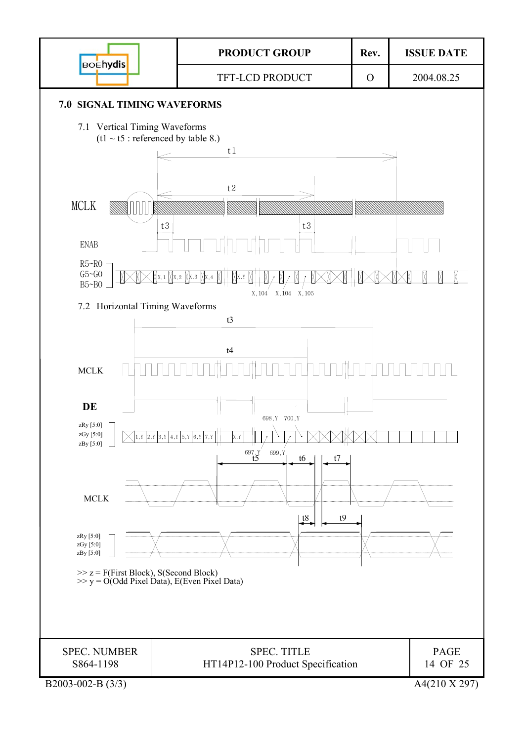## 7.0 SIGNAL TIMING WAVEFORMS

### 7.1 Vertical Timing Waveforms

(t1 ~ t5 : referenced by table 8.)

t1
t2
MCLK
t3
t3
ENAB
R5~R0
G5~G0
B5~B0
X,1
X,2
X,3
X,4
X,Y
X,104
X,104
X,105

### 7.2 Horizontal Timing Waveforms

t3
t4
MCLK
DE
698,Y
700,Y
zRy [5:0]
zGy [5:0]
zBy [5:0]
1,Y
2,Y
3,Y
4,Y
5,Y
6,Y
7,Y
X,Y
697,Y
699,Y
t5
t6
t7
MCLK
t8
t9
zRy [5:0]
zGy [5:0]
zBy [5:0]

>> z = F(First Block), S(Second Block)
>> y = O(Odd Pixel Data), E(Even Pixel Data)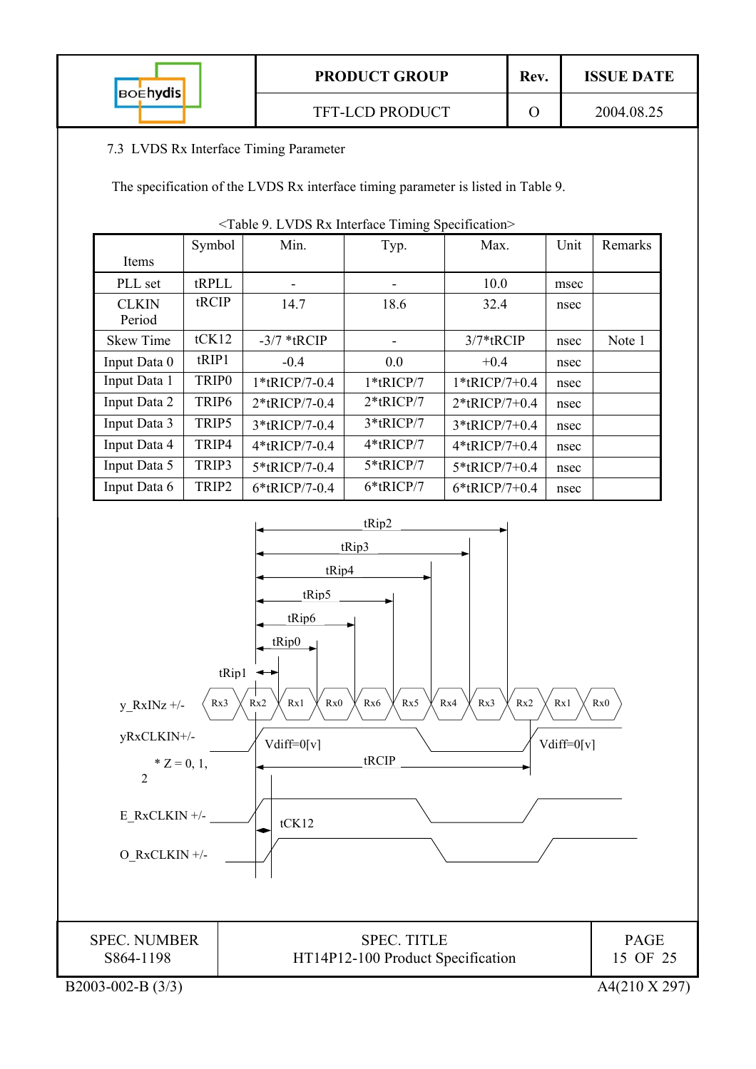7.3 LVDS Rx Interface Timing Parameter

The specification of the LVDS Rx interface timing parameter is listed in Table 9.

<Table 9. LVDS Rx Interface Timing Specification>

| Items | Symbol | Min. | Typ. | Max. | Unit | Remarks |
|---|---|---|---|---|---|---|
| PLL set | tRPLL | - | - | 10.0 | msec | |
| CLKIN Period | tRCIP | 14.7 | 18.6 | 32.4 | nsec | |
| Skew Time | tCK12 | -3/7 *tRCIP | - | 3/7*tRCIP | nsec | Note 1 |
| Input Data 0 | tRIP1 | -0.4 | 0.0 | +0.4 | nsec | |
| Input Data 1 | TRIP0 | 1*tRICP/7-0.4 | 1*tRICP/7 | 1*tRICP/7+0.4 | nsec | |
| Input Data 2 | TRIP6 | 2*tRICP/7-0.4 | 2*tRICP/7 | 2*tRICP/7+0.4 | nsec | |
| Input Data 3 | TRIP5 | 3*tRICP/7-0.4 | 3*tRICP/7 | 3*tRICP/7+0.4 | nsec | |
| Input Data 4 | TRIP4 | 4*tRICP/7-0.4 | 4*tRICP/7 | 4*tRICP/7+0.4 | nsec | |
| Input Data 5 | TRIP3 | 5*tRICP/7-0.4 | 5*tRICP/7 | 5*tRICP/7+0.4 | nsec | |
| Input Data 6 | TRIP2 | 6*tRICP/7-0.4 | 6*tRICP/7 | 6*tRICP/7+0.4 | nsec | |

tRip2
tRip3
tRip4
tRip5
tRip6
tRip0
tRip1

y_RxINz +/-  Rx3 Rx2 Rx1 Rx0 Rx6 Rx5 Rx4 Rx3 Rx2 Rx1 Rx0

yRxCLKIN+/-  Vdiff=0[v]  Vdiff=0[v]

* Z = 0, 1, 2

tRCIP

E_RxCLKIN +/-

tCK12

O_RxCLKIN +/-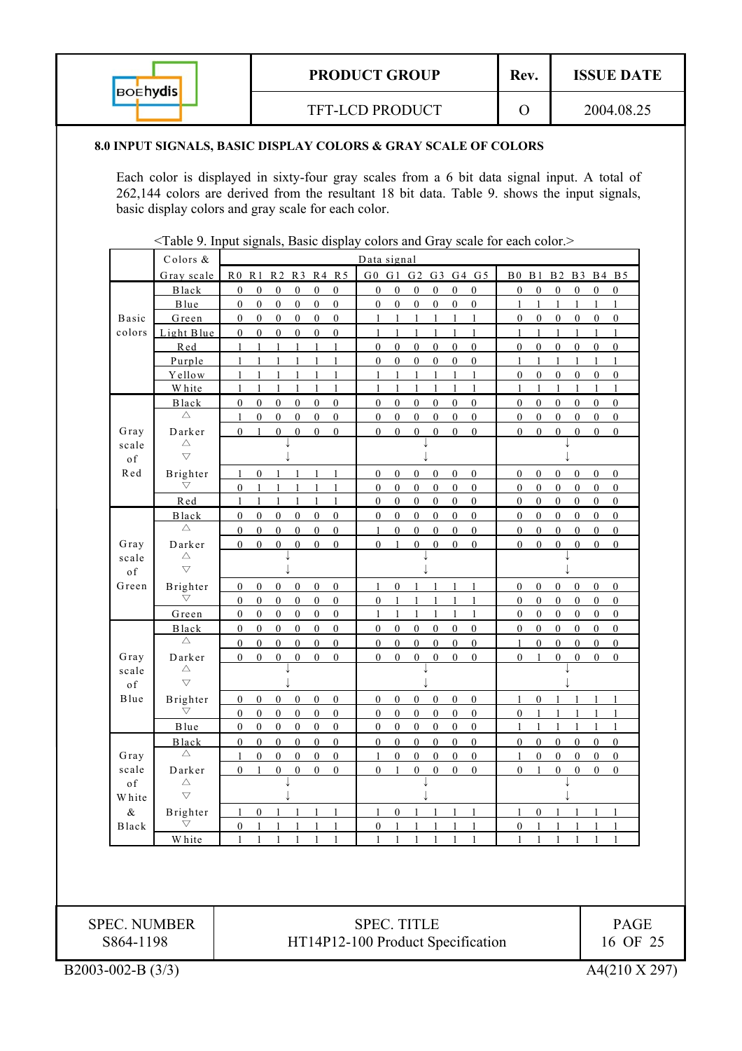## 8.0 INPUT SIGNALS, BASIC DISPLAY COLORS & GRAY SCALE OF COLORS

Each color is displayed in sixty-four gray scales from a 6 bit data signal input. A total of 262,144 colors are derived from the resultant 18 bit data. Table 9. shows the input signals, basic display colors and gray scale for each color.

<Table 9. Input signals, Basic display colors and Gray scale for each color.>

| | Colors & Gray scale | R0 | R1 | R2 | R3 | R4 | R5 | G0 | G1 | G2 | G3 | G4 | G5 | B0 | B1 | B2 | B3 | B4 | B5 |
|---|---|---|---|---|---|---|---|---|---|---|---|---|---|---|---|---|---|---|---|
| Basic colors | Black | 0 | 0 | 0 | 0 | 0 | 0 | 0 | 0 | 0 | 0 | 0 | 0 | 0 | 0 | 0 | 0 | 0 | 0 |
| | Blue | 0 | 0 | 0 | 0 | 0 | 0 | 0 | 0 | 0 | 0 | 0 | 0 | 1 | 1 | 1 | 1 | 1 | 1 |
| | Green | 0 | 0 | 0 | 0 | 0 | 0 | 1 | 1 | 1 | 1 | 1 | 1 | 0 | 0 | 0 | 0 | 0 | 0 |
| | Light Blue | 0 | 0 | 0 | 0 | 0 | 0 | 1 | 1 | 1 | 1 | 1 | 1 | 1 | 1 | 1 | 1 | 1 | 1 |
| | Red | 1 | 1 | 1 | 1 | 1 | 1 | 0 | 0 | 0 | 0 | 0 | 0 | 0 | 0 | 0 | 0 | 0 | 0 |
| | Purple | 1 | 1 | 1 | 1 | 1 | 1 | 0 | 0 | 0 | 0 | 0 | 0 | 1 | 1 | 1 | 1 | 1 | 1 |
| | Yellow | 1 | 1 | 1 | 1 | 1 | 1 | 1 | 1 | 1 | 1 | 1 | 1 | 0 | 0 | 0 | 0 | 0 | 0 |
| | White | 1 | 1 | 1 | 1 | 1 | 1 | 1 | 1 | 1 | 1 | 1 | 1 | 1 | 1 | 1 | 1 | 1 | 1 |
| Gray scale of Red | Black | 0 | 0 | 0 | 0 | 0 | 0 | 0 | 0 | 0 | 0 | 0 | 0 | 0 | 0 | 0 | 0 | 0 | 0 |
| | △ | 1 | 0 | 0 | 0 | 0 | 0 | 0 | 0 | 0 | 0 | 0 | 0 | 0 | 0 | 0 | 0 | 0 | 0 |
| | Darker | 0 | 1 | 0 | 0 | 0 | 0 | 0 | 0 | 0 | 0 | 0 | 0 | 0 | 0 | 0 | 0 | 0 | 0 |
| | △ | | | ↓ | | | | | | ↓ | | | | | | ↓ | | | |
| | ▽ | | | ↓ | | | | | | ↓ | | | | | | ↓ | | | |
| | Brighter | 1 | 0 | 1 | 1 | 1 | 1 | 0 | 0 | 0 | 0 | 0 | 0 | 0 | 0 | 0 | 0 | 0 | 0 |
| | ▽ | 0 | 1 | 1 | 1 | 1 | 1 | 0 | 0 | 0 | 0 | 0 | 0 | 0 | 0 | 0 | 0 | 0 | 0 |
| | Red | 1 | 1 | 1 | 1 | 1 | 1 | 0 | 0 | 0 | 0 | 0 | 0 | 0 | 0 | 0 | 0 | 0 | 0 |
| Gray scale of Green | Black | 0 | 0 | 0 | 0 | 0 | 0 | 0 | 0 | 0 | 0 | 0 | 0 | 0 | 0 | 0 | 0 | 0 | 0 |
| | △ | 0 | 0 | 0 | 0 | 0 | 0 | 1 | 0 | 0 | 0 | 0 | 0 | 0 | 0 | 0 | 0 | 0 | 0 |
| | Darker | 0 | 0 | 0 | 0 | 0 | 0 | 0 | 1 | 0 | 0 | 0 | 0 | 0 | 0 | 0 | 0 | 0 | 0 |
| | △ | | | ↓ | | | | | | ↓ | | | | | | ↓ | | | |
| | ▽ | | | ↓ | | | | | | ↓ | | | | | | ↓ | | | |
| | Brighter | 0 | 0 | 0 | 0 | 0 | 0 | 1 | 0 | 1 | 1 | 1 | 1 | 0 | 0 | 0 | 0 | 0 | 0 |
| | ▽ | 0 | 0 | 0 | 0 | 0 | 0 | 0 | 1 | 1 | 1 | 1 | 1 | 0 | 0 | 0 | 0 | 0 | 0 |
| | Green | 0 | 0 | 0 | 0 | 0 | 0 | 1 | 1 | 1 | 1 | 1 | 1 | 0 | 0 | 0 | 0 | 0 | 0 |
| Gray scale of Blue | Black | 0 | 0 | 0 | 0 | 0 | 0 | 0 | 0 | 0 | 0 | 0 | 0 | 0 | 0 | 0 | 0 | 0 | 0 |
| | △ | 0 | 0 | 0 | 0 | 0 | 0 | 0 | 0 | 0 | 0 | 0 | 0 | 1 | 0 | 0 | 0 | 0 | 0 |
| | Darker | 0 | 0 | 0 | 0 | 0 | 0 | 0 | 0 | 0 | 0 | 0 | 0 | 0 | 1 | 0 | 0 | 0 | 0 |
| | △ | | | ↓ | | | | | | ↓ | | | | | | ↓ | | | |
| | ▽ | | | ↓ | | | | | | ↓ | | | | | | ↓ | | | |
| | Brighter | 0 | 0 | 0 | 0 | 0 | 0 | 0 | 0 | 0 | 0 | 0 | 0 | 1 | 0 | 1 | 1 | 1 | 1 |
| | ▽ | 0 | 0 | 0 | 0 | 0 | 0 | 0 | 0 | 0 | 0 | 0 | 0 | 0 | 1 | 1 | 1 | 1 | 1 |
| | Blue | 0 | 0 | 0 | 0 | 0 | 0 | 0 | 0 | 0 | 0 | 0 | 0 | 1 | 1 | 1 | 1 | 1 | 1 |
| Gray scale of White & Black | Black | 0 | 0 | 0 | 0 | 0 | 0 | 0 | 0 | 0 | 0 | 0 | 0 | 0 | 0 | 0 | 0 | 0 | 0 |
| | △ | 1 | 0 | 0 | 0 | 0 | 0 | 1 | 0 | 0 | 0 | 0 | 0 | 1 | 0 | 0 | 0 | 0 | 0 |
| | Darker | 0 | 1 | 0 | 0 | 0 | 0 | 0 | 1 | 0 | 0 | 0 | 0 | 0 | 1 | 0 | 0 | 0 | 0 |
| | △ | | | ↓ | | | | | | ↓ | | | | | | ↓ | | | |
| | ▽ | | | ↓ | | | | | | ↓ | | | | | | ↓ | | | |
| | Brighter | 1 | 0 | 1 | 1 | 1 | 1 | 1 | 0 | 1 | 1 | 1 | 1 | 1 | 0 | 1 | 1 | 1 | 1 |
| | ▽ | 0 | 1 | 1 | 1 | 1 | 1 | 0 | 1 | 1 | 1 | 1 | 1 | 0 | 1 | 1 | 1 | 1 | 1 |
| | White | 1 | 1 | 1 | 1 | 1 | 1 | 1 | 1 | 1 | 1 | 1 | 1 | 1 | 1 | 1 | 1 | 1 | 1 |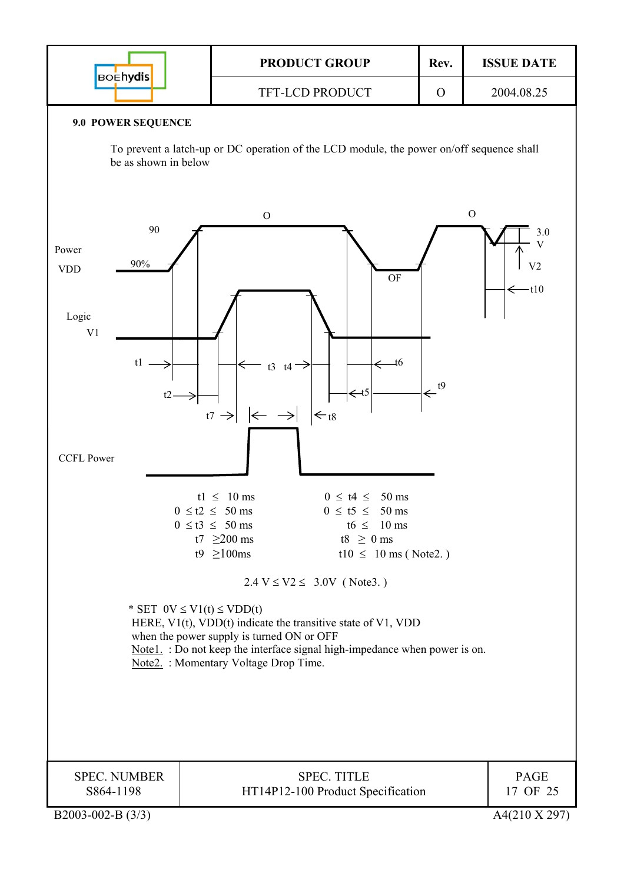## 9.0 POWER SEQUENCE

To prevent a latch-up or DC operation of the LCD module, the power on/off sequence shall be as shown in below

Power VDD

90

90%

O

O

OF

3.0 V

V2

t10

Logic V1

t1

t2

t3 t4

t5

t6

t7

t8

t9

CCFL Power

| | |
|---|---|
| t1 ≤ 10 ms | 0 ≤ t4 ≤ 50 ms |
| 0 ≤ t2 ≤ 50 ms | 0 ≤ t5 ≤ 50 ms |
| 0 ≤ t3 ≤ 50 ms | t6 ≤ 10 ms |
| t7 ≥200 ms | t8 ≥ 0 ms |
| t9 ≥100ms | t10 ≤ 10 ms ( Note2. ) |

2.4 V ≤ V2 ≤ 3.0V ( Note3. )

* SET 0V ≤ V1(t) ≤ VDD(t)
HERE, V1(t), VDD(t) indicate the transitive state of V1, VDD when the power supply is turned ON or OFF

Note1. : Do not keep the interface signal high-impedance when power is on.

Note2. : Momentary Voltage Drop Time.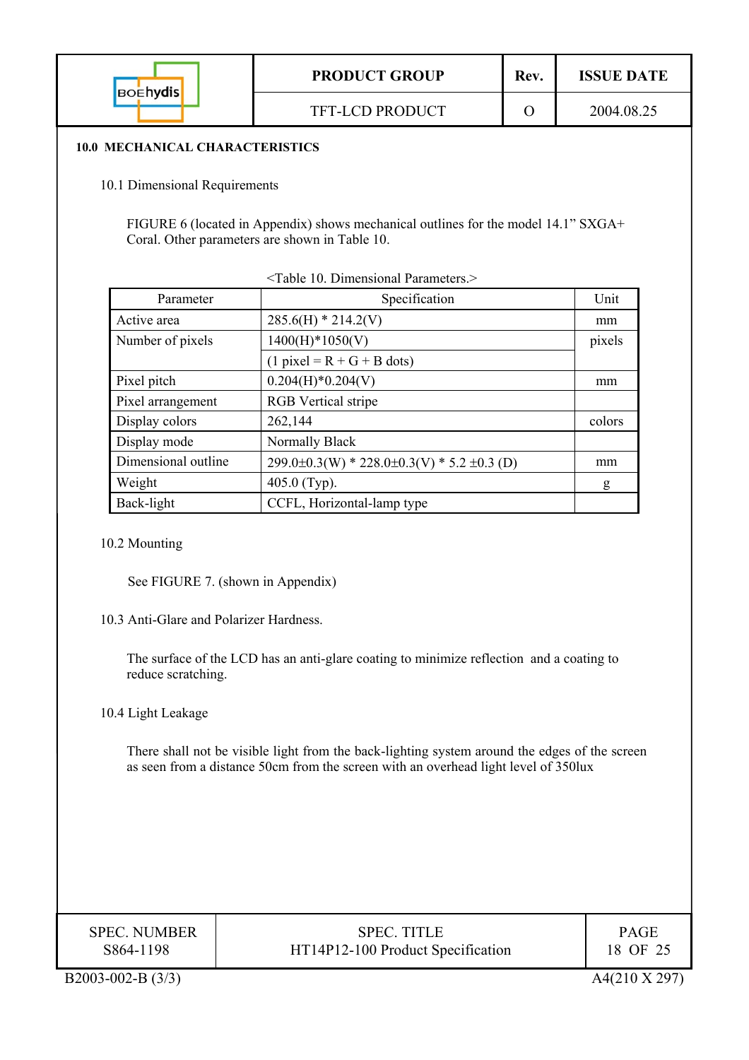## 10.0 MECHANICAL CHARACTERISTICS

### 10.1 Dimensional Requirements

FIGURE 6 (located in Appendix) shows mechanical outlines for the model 14.1" SXGA+ Coral. Other parameters are shown in Table 10.

<Table 10. Dimensional Parameters.>

| Parameter | Specification | Unit |
|---|---|---|
| Active area | 285.6(H) * 214.2(V) | mm |
| Number of pixels | 1400(H)*1050(V) | pixels |
| | (1 pixel = R + G + B dots) | |
| Pixel pitch | 0.204(H)*0.204(V) | mm |
| Pixel arrangement | RGB Vertical stripe | |
| Display colors | 262,144 | colors |
| Display mode | Normally Black | |
| Dimensional outline | 299.0±0.3(W) * 228.0±0.3(V) * 5.2 ±0.3 (D) | mm |
| Weight | 405.0 (Typ). | g |
| Back-light | CCFL, Horizontal-lamp type | |

### 10.2 Mounting

See FIGURE 7. (shown in Appendix)

### 10.3 Anti-Glare and Polarizer Hardness.

The surface of the LCD has an anti-glare coating to minimize reflection and a coating to reduce scratching.

### 10.4 Light Leakage

There shall not be visible light from the back-lighting system around the edges of the screen as seen from a distance 50cm from the screen with an overhead light level of 350lux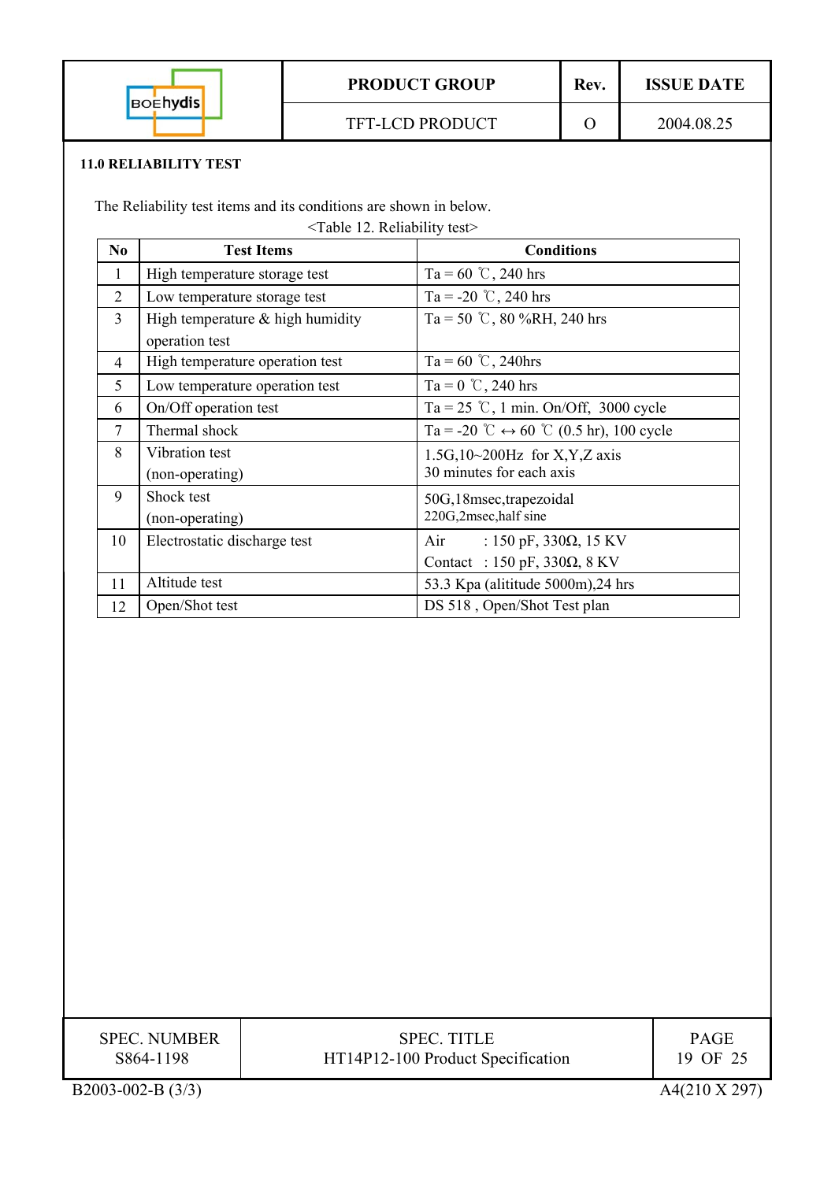## 11.0 RELIABILITY TEST

The Reliability test items and its conditions are shown in below.

<Table 12. Reliability test>

| No | Test Items | Conditions |
|---|---|---|
| 1 | High temperature storage test | Ta = 60 ℃, 240 hrs |
| 2 | Low temperature storage test | Ta = -20 ℃, 240 hrs |
| 3 | High temperature & high humidity operation test | Ta = 50 ℃, 80 %RH, 240 hrs |
| 4 | High temperature operation test | Ta = 60 ℃, 240hrs |
| 5 | Low temperature operation test | Ta = 0 ℃, 240 hrs |
| 6 | On/Off operation test | Ta = 25 ℃, 1 min. On/Off, 3000 cycle |
| 7 | Thermal shock | Ta = -20 ℃ ↔ 60 ℃ (0.5 hr), 100 cycle |
| 8 | Vibration test (non-operating) | 1.5G,10~200Hz for X,Y,Z axis<br>30 minutes for each axis |
| 9 | Shock test (non-operating) | 50G,18msec,trapezoidal<br>220G,2msec,half sine |
| 10 | Electrostatic discharge test | Air : 150 pF, 330Ω, 15 KV<br>Contact : 150 pF, 330Ω, 8 KV |
| 11 | Altitude test | 53.3 Kpa (alititude 5000m),24 hrs |
| 12 | Open/Shot test | DS 518 , Open/Shot Test plan |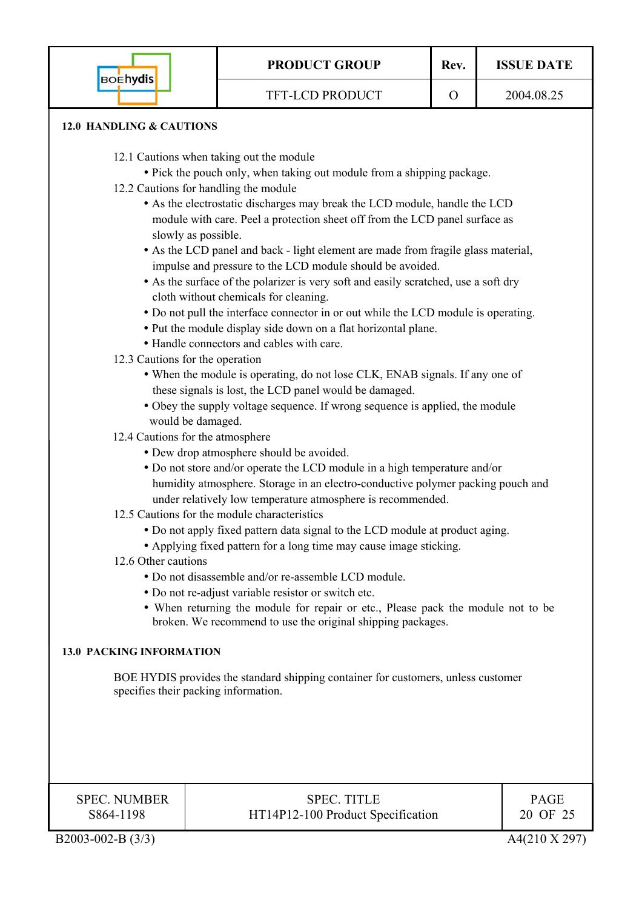## 12.0 HANDLING & CAUTIONS

### 12.1 Cautions when taking out the module

- Pick the pouch only, when taking out module from a shipping package.

### 12.2 Cautions for handling the module

- As the electrostatic discharges may break the LCD module, handle the LCD module with care. Peel a protection sheet off from the LCD panel surface as slowly as possible.
- As the LCD panel and back - light element are made from fragile glass material, impulse and pressure to the LCD module should be avoided.
- As the surface of the polarizer is very soft and easily scratched, use a soft dry cloth without chemicals for cleaning.
- Do not pull the interface connector in or out while the LCD module is operating.
- Put the module display side down on a flat horizontal plane.
- Handle connectors and cables with care.

### 12.3 Cautions for the operation

- When the module is operating, do not lose CLK, ENAB signals. If any one of these signals is lost, the LCD panel would be damaged.
- Obey the supply voltage sequence. If wrong sequence is applied, the module would be damaged.

### 12.4 Cautions for the atmosphere

- Dew drop atmosphere should be avoided.
- Do not store and/or operate the LCD module in a high temperature and/or humidity atmosphere. Storage in an electro-conductive polymer packing pouch and under relatively low temperature atmosphere is recommended.

### 12.5 Cautions for the module characteristics

- Do not apply fixed pattern data signal to the LCD module at product aging.
- Applying fixed pattern for a long time may cause image sticking.

### 12.6 Other cautions

- Do not disassemble and/or re-assemble LCD module.
- Do not re-adjust variable resistor or switch etc.
- When returning the module for repair or etc., Please pack the module not to be broken. We recommend to use the original shipping packages.

## 13.0 PACKING INFORMATION

BOE HYDIS provides the standard shipping container for customers, unless customer specifies their packing information.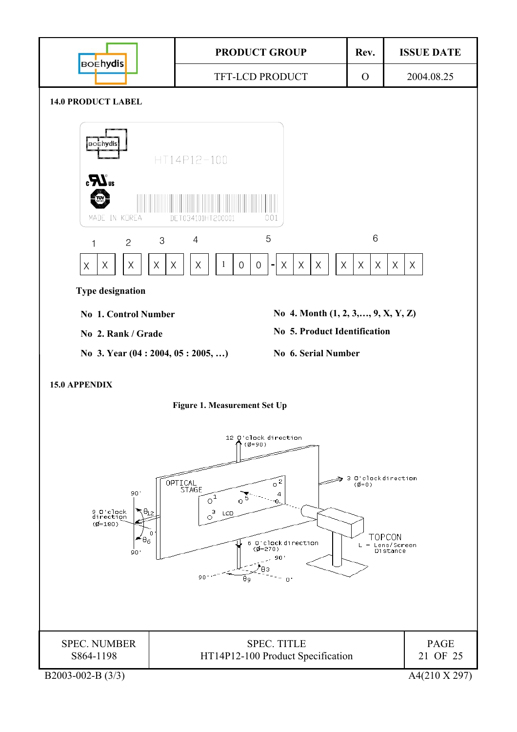## 14.0 PRODUCT LABEL

BOEhydis

HT14P12-100

MADE IN KOREA    DET034101HT200001    001

1 2 3 4 5 6

| X | X | X | X | X | X | 1 | 0 | 0 | - | X | X | X | X | X | X | X | X |
|---|---|---|---|---|---|---|---|---|---|---|---|---|---|---|---|---|---|

**Type designation**

**No 1. Control Number**

**No 2. Rank / Grade**

**No 3. Year (04 : 2004, 05 : 2005, …)**

**No 4. Month (1, 2, 3,…, 9, X, Y, Z)**

**No 5. Product Identification**

**No 6. Serial Number**

## 15.0 APPENDIX

**Figure 1. Measurement Set Up**

12 O'clock direction (Ø=90)

3 O'clock direction (Ø=0)

9 O'clock direction (Ø=180)

6 O'clock direction (Ø=270)

OPTICAL STAGE

LCD

TOPCON

L - Lens/Screen Distance

90°
0°
$\theta_{12}$
$\theta_6$
$\theta_3$
$\theta_9$

## SPEC. NUMBER S864-1198

SPEC. TITLE HT14P12-100 Product Specification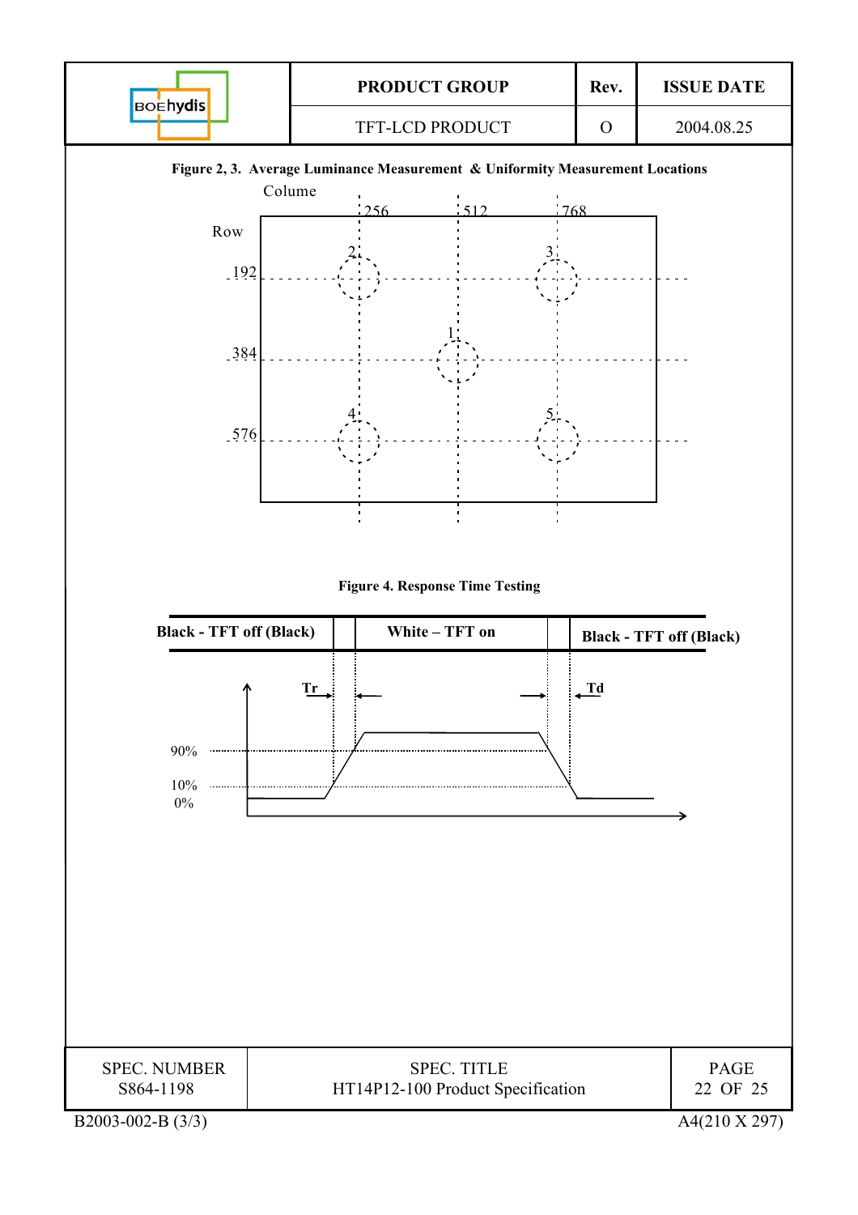**Figure 2, 3. Average Luminance Measurement & Uniformity Measurement Locations**

Colume

256
512
768

Row

192
384
576

1
2
3
4
5

**Figure 4. Response Time Testing**

**Black - TFT off (Black)**
**White – TFT on**
**Black - TFT off (Black)**

Tr
Td

90%
10%
0%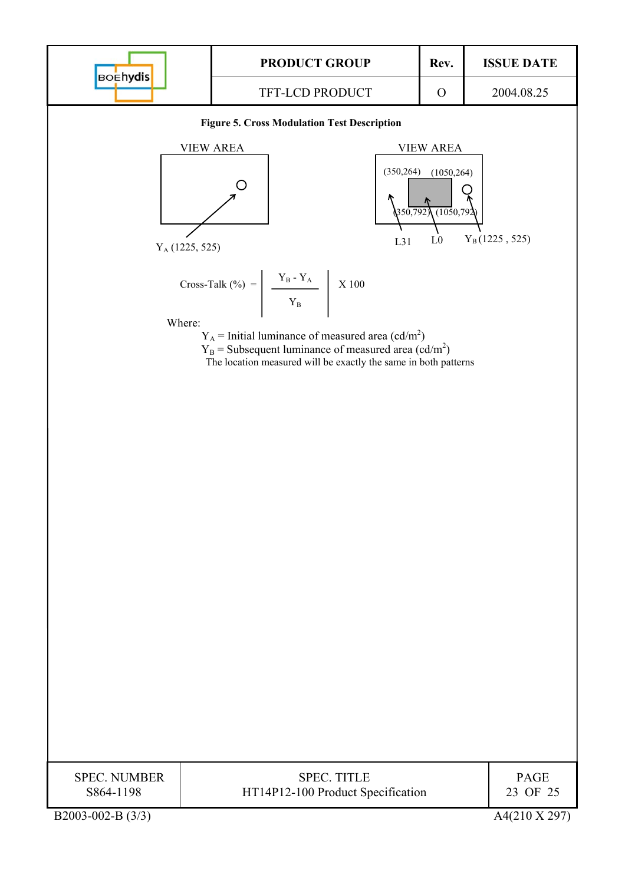**Figure 5. Cross Modulation Test Description**

VIEW AREA

$Y_A$ (1225, 525)

VIEW AREA

(350,264) (1050,264)

(350,792) (1050,792)

L31 L0 $Y_B$ (1225 , 525)

$$\text{Cross-Talk (\%)} = \left| \frac{Y_B - Y_A}{Y_B} \right| \times 100$$

Where:

$Y_A$ = Initial luminance of measured area (cd/m$^2$)

$Y_B$ = Subsequent luminance of measured area (cd/m$^2$)

The location measured will be exactly the same in both patterns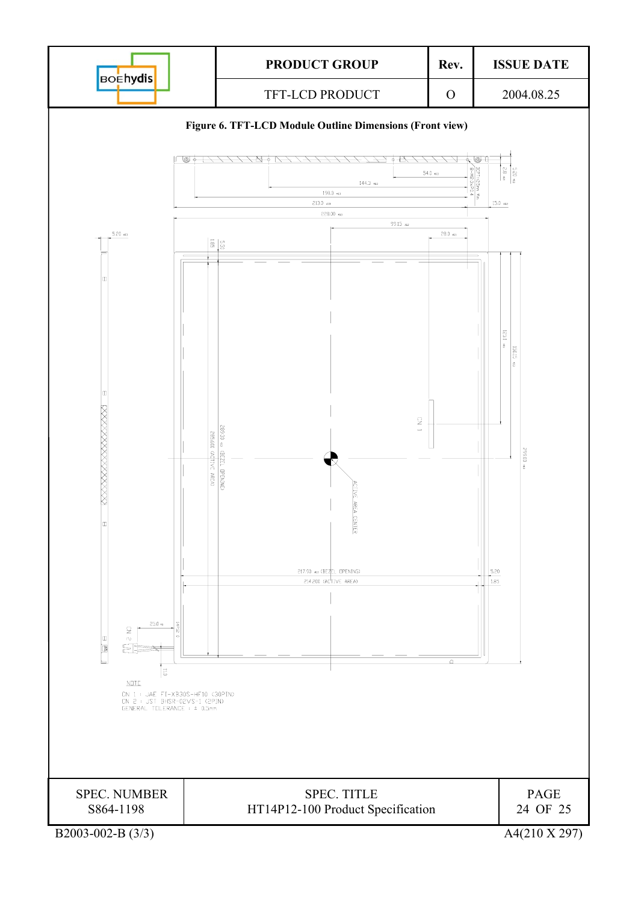**Figure 6. TFT-LCD Module Outline Dimensions (Front view)**

54.0 ±0.3

144.3 ±0.3

198.0 ±0.3

213.0 ±0.3

228.00 ±0.3

15.0 ±0.3

2.8 ±0.3

5.20 ±0.3

99.15 ±0.3

28.0 ±0.3

5.20 ±0.3

1.85

5.50

121.1 ±0.3

150.15 ±0.3

289.30 ±0.3 (BEZEL OPENING)

285.600 (ACTIVE AREA)

299.00 ±0.3

CN 1

ACTIVE AREA CENTER

217.50 ±0.3 (BEZEL OPENING)

214.200 (ACTIVE AREA)

5.20

1.85

25.0

CN 2

10.0

NOTE

CN 1 : JAE FI-XB30S-HF10 (30PIN)

CN 2 : JST BHSR-02VS-1 (2PIN)

GENERAL TOLERANCE : ± 0.5mm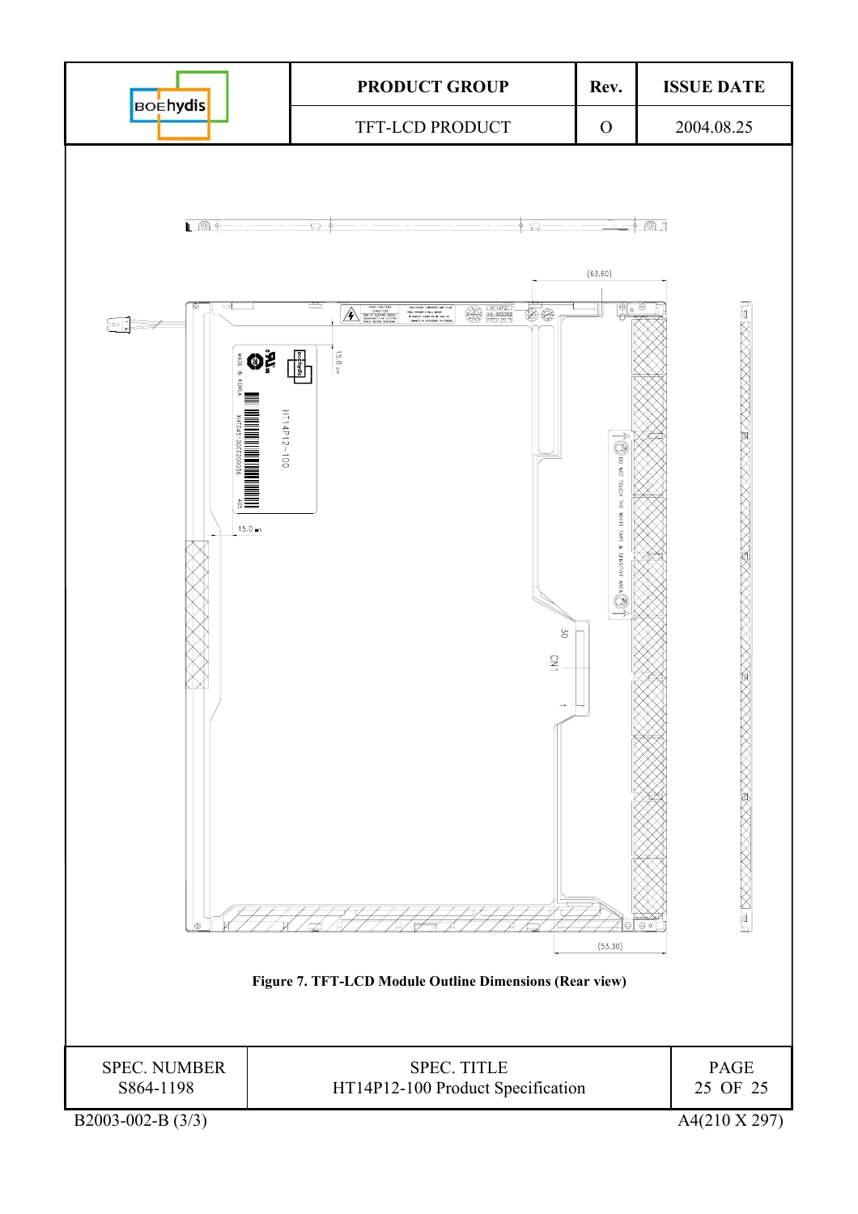(63.60)

15.0

HT14P12-100

15.0

30

CN1

1

DO NOT TOUCH THE WHITE TAPE & SENSITIVE AREA

(53.30)

**Figure 7. TFT-LCD Module Outline Dimensions (Rear view)**